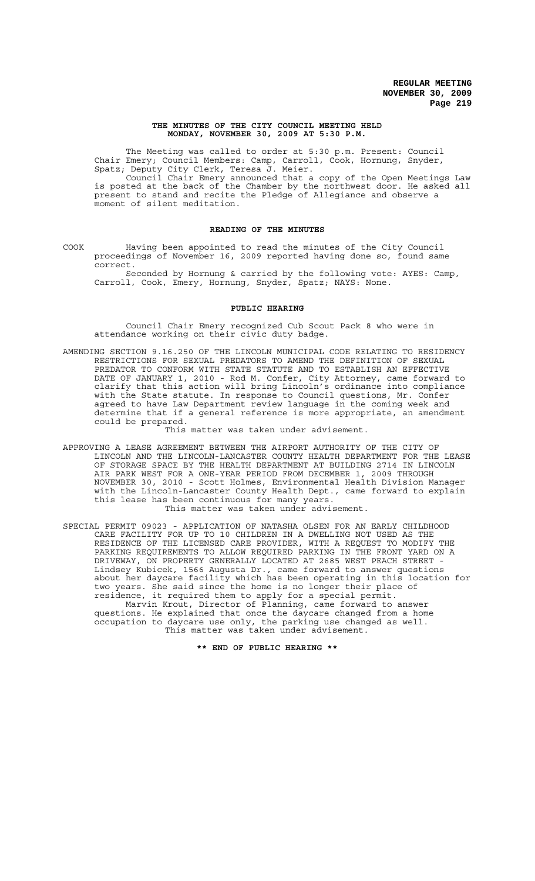# THE MINUTES OF THE CITY COUNCIL MEETING HELD MONDAY, NOVEMBER 30, 2009 AT 5:30 P.M.

The Meeting was called to order at 5:30 p.m. Present: Council Chair Emery; Council Members: Camp, Carroll, Cook, Hornung, Snyder, Spatz; Deputy City Clerk, Teresa J. Meier.

Council Chair Emery announced that a copy of the Open Meetings Law is posted at the back of the Chamber by the northwest door. He asked all present to stand and recite the Pledge of Allegiance and observe a moment of silent meditation.

## READING OF THE MINUTES

COOK Having been appointed to read the minutes of the City Council proceedings of November 16, 2009 reported having done so, found same correct.

Seconded by Hornung & carried by the following vote: AYES: Camp, Carroll, Cook, Emery, Hornung, Snyder, Spatz; NAYS: None.

## PUBLIC HEARING

Council Chair Emery recognized Cub Scout Pack 8 who were in attendance working on their civic duty badge.

AMENDING SECTION 9.16.250 OF THE LINCOLN MUNICIPAL CODE RELATING TO RESIDENCY RESTRICTIONS FOR SEXUAL PREDATORS TO AMEND THE DEFINITION OF SEXUAL PREDATOR TO CONFORM WITH STATE STATUTE AND TO ESTABLISH AN EFFECTIVE DATE OF JANUARY 1, 2010 - Rod M. Confer, City Attorney, came forward to clarify that this action will bring Lincoln's ordinance into compliance with the State statute. In response to Council questions, Mr. Confer agreed to have Law Department review language in the coming week and determine that if a general reference is more appropriate, an amendment could be prepared.

This matter was taken under advisement.

APPROVING A LEASE AGREEMENT BETWEEN THE AIRPORT AUTHORITY OF THE CITY OF LINCOLN AND THE LINCOLN-LANCASTER COUNTY HEALTH DEPARTMENT FOR THE LEASE OF STORAGE SPACE BY THE HEALTH DEPARTMENT AT BUILDING 2714 IN LINCOLN AIR PARK WEST FOR A ONE-YEAR PERIOD FROM DECEMBER 1, 2009 THROUGH NOVEMBER 30, 2010 - Scott Holmes, Environmental Health Division Manager with the Lincoln-Lancaster County Health Dept., came forward to explain this lease has been continuous for many years.

This matter was taken under advisement.

SPECIAL PERMIT 09023 - APPLICATION OF NATASHA OLSEN FOR AN EARLY CHILDHOOD CARE FACILITY FOR UP TO 10 CHILDREN IN A DWELLING NOT USED AS THE RESIDENCE OF THE LICENSED CARE PROVIDER, WITH A REQUEST TO MODIFY THE PARKING REQUIREMENTS TO ALLOW REQUIRED PARKING IN THE FRONT YARD ON A DRIVEWAY, ON PROPERTY GENERALLY LOCATED AT 2685 WEST PEACH STREET - Lindsey Kubicek, 1566 Augusta Dr., came forward to answer questions about her daycare facility which has been operating in this location for two years. She said since the home is no longer their place of residence, it required them to apply for a special permit.

Marvin Krout, Director of Planning, came forward to answer questions. He explained that once the daycare changed from a home occupation to daycare use only, the parking use changed as well.

This matter was taken under advisement.

**\*\* END OF PUBLIC HEARING \*\***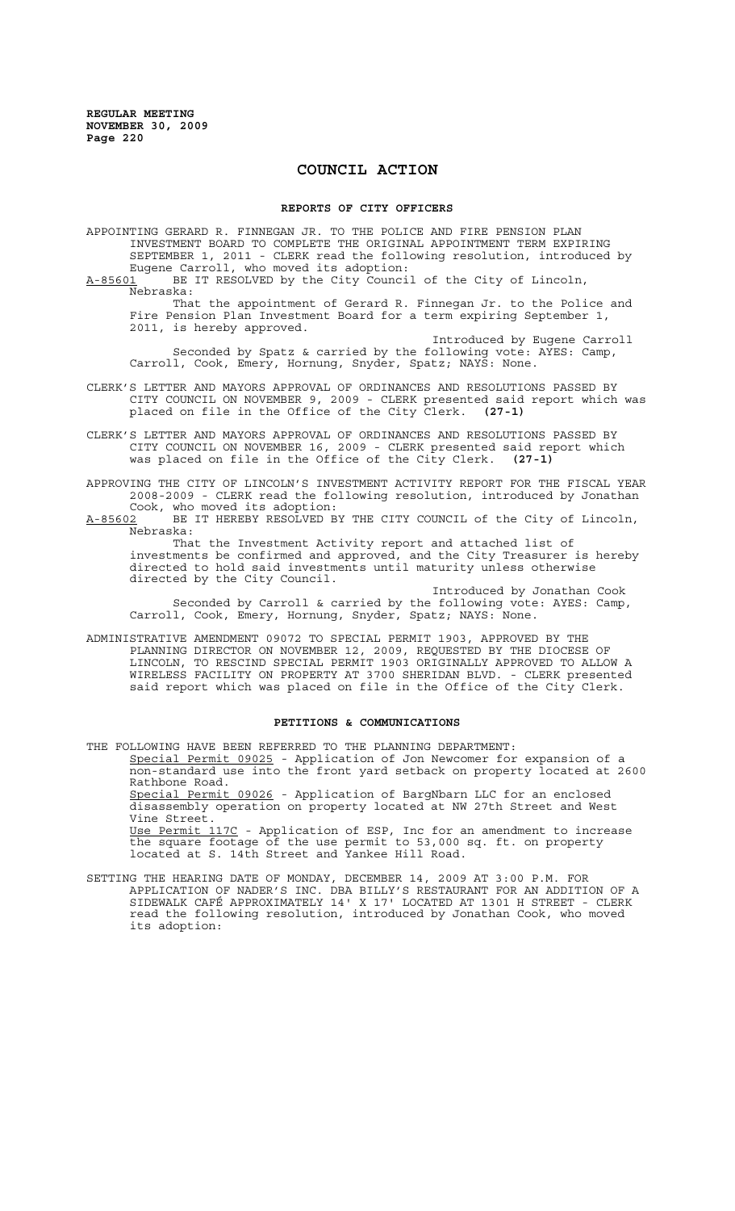# COUNCIL ACTION

## REPORTS OF CITY OFFICERS

APPOINTING GERARD R. FINNEGAN JR. TO THE POLICE AND FIRE PENSION PLAN INVESTMENT BOARD TO COMPLETE THE ORIGINAL APPOINTMENT TERM EXPIRING SEPTEMBER 1, 2011 - CLERK read the following resolution, introduced by Eugene Carroll, who moved its adoption:

A-85601 BE IT RESOLVED by the City Council of the City of Lincoln, Nebraska:

That the appointment of Gerard R. Finnegan Jr. to the Police and Fire Pension Plan Investment Board for a term expiring September 1, 2011, is hereby approved.

Introduced by Eugene Carroll

Seconded by Spatz & carried by the following vote: AYES: Camp, Carroll, Cook, Emery, Hornung, Snyder, Spatz; NAYS: None.

CLERK'S LETTER AND MAYORS APPROVAL OF ORDINANCES AND RESOLUTIONS PASSED BY CITY COUNCIL ON NOVEMBER 9, 2009 - CLERK presented said report which was placed on file in the Office of the City Clerk. **(27-1)**

CLERK'S LETTER AND MAYORS APPROVAL OF ORDINANCES AND RESOLUTIONS PASSED BY CITY COUNCIL ON NOVEMBER 16, 2009 - CLERK presented said report which was placed on file in the Office of the City Clerk. **(27-1)**

APPROVING THE CITY OF LINCOLN'S INVESTMENT ACTIVITY REPORT FOR THE FISCAL YEAR 2008-2009 - CLERK read the following resolution, introduced by Jonathan Cook, who moved its adoption:

A-85602 BE IT HEREBY RESOLVED BY THE CITY COUNCIL of the City of Lincoln, Nebraska:

That the Investment Activity report and attached list of investments be confirmed and approved, and the City Treasurer is hereby directed to hold said investments until maturity unless otherwise directed by the City Council.

Introduced by Jonathan Cook

Seconded by Carroll & carried by the following vote: AYES: Camp, Carroll, Cook, Emery, Hornung, Snyder, Spatz; NAYS: None.

ADMINISTRATIVE AMENDMENT 09072 TO SPECIAL PERMIT 1903, APPROVED BY THE PLANNING DIRECTOR ON NOVEMBER 12, 2009, REQUESTED BY THE DIOCESE OF LINCOLN, TO RESCIND SPECIAL PERMIT 1903 ORIGINALLY APPROVED TO ALLOW A WIRELESS FACILITY ON PROPERTY AT 3700 SHERIDAN BLVD. - CLERK presented said report which was placed on file in the Office of the City Clerk.

## PETITIONS & COMMUNICATIONS

THE FOLLOWING HAVE BEEN REFERRED TO THE PLANNING DEPARTMENT:

Special Permit 09025 - Application of Jon Newcomer for expansion of a non-standard use into the front yard setback on property located at 2600 Rathbone Road.

Special Permit 09026 - Application of BargNbarn LLC for an enclosed disassembly operation on property located at NW 27th Street and West Vine Street.

Use Permit 117C - Application of ESP, Inc for an amendment to increase the square footage of the use permit to 53,000 sq. ft. on property located at S. 14th Street and Yankee Hill Road.

SETTING THE HEARING DATE OF MONDAY, DECEMBER 14, 2009 AT 3:00 P.M. FOR APPLICATION OF NADER'S INC. DBA BILLY'S RESTAURANT FOR AN ADDITION OF A SIDEWALK CAFÉ APPROXIMATELY 14' X 17' LOCATED AT 1301 H STREET - CLERK read the following resolution, introduced by Jonathan Cook, who moved its adoption: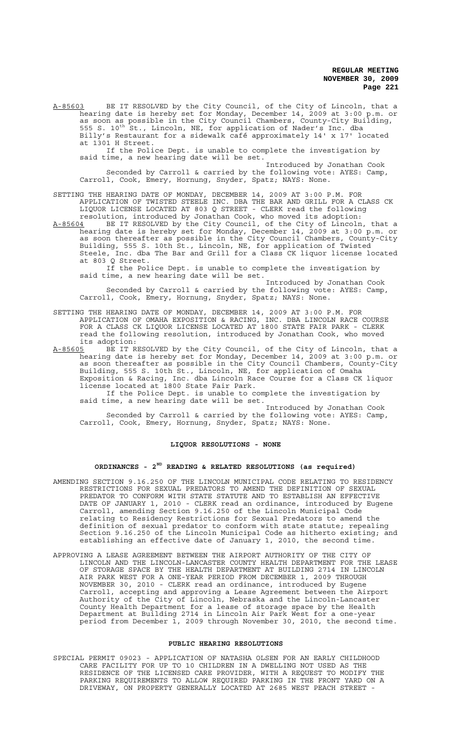A-85603 BE IT RESOLVED by the City Council, of the City of Lincoln, that a hearing date is hereby set for Monday, December 14, 2009 at 3:00 p.m. or as soon as possible in the City Council Chambers, County-City Building, 555 S. 10th St., Lincoln, NE, for application of Nader's Inc. dba Billy's Restaurant for a sidewalk café approximately 14' x 17' located at 1301 H Street.

If the Police Dept. is unable to complete the investigation by said time, a new hearing date will be set.

Introduced by Jonathan Cook

Seconded by Carroll & carried by the following vote: AYES: Camp, Carroll, Cook, Emery, Hornung, Snyder, Spatz; NAYS: None.

SETTING THE HEARING DATE OF MONDAY, DECEMBER 14, 2009 AT 3:00 P.M. FOR APPLICATION OF TWISTED STEELE INC. DBA THE BAR AND GRILL FOR A CLASS CK LIQUOR LICENSE LOCATED AT 803 Q STREET - CLERK read the following resolution, introduced by Jonathan Cook, who moved its adoption:

A-85604 BE IT RESOLVED by the City Council, of the City of Lincoln, that a hearing date is hereby set for Monday, December 14, 2009 at 3:00 p.m. or as soon thereafter as possible in the City Council Chambers, County-City Building, 555 S. 10th St., Lincoln, NE, for application of Twisted Steele, Inc. dba The Bar and Grill for a Class CK liquor license located at 803 Q Street.

If the Police Dept. is unable to complete the investigation by said time, a new hearing date will be set.

Introduced by Jonathan Cook

Seconded by Carroll & carried by the following vote: AYES: Camp, Carroll, Cook, Emery, Hornung, Snyder, Spatz; NAYS: None.

SETTING THE HEARING DATE OF MONDAY, DECEMBER 14, 2009 AT 3:00 P.M. FOR APPLICATION OF OMAHA EXPOSITION & RACING, INC. DBA LINCOLN RACE COURSE FOR A CLASS CK LIQUOR LICENSE LOCATED AT 1800 STATE FAIR PARK - CLERK read the following resolution, introduced by Jonathan Cook, who moved its adoption:

A-85605 BE IT RESOLVED by the City Council, of the City of Lincoln, that a hearing date is hereby set for Monday, December 14, 2009 at 3:00 p.m. or as soon thereafter as possible in the City Council Chambers, County-City Building, 555 S. 10th St., Lincoln, NE, for application of Omaha Exposition & Racing, Inc. dba Lincoln Race Course for a Class CK liquor license located at 1800 State Fair Park.

If the Police Dept. is unable to complete the investigation by said time, a new hearing date will be set.

Introduced by Jonathan Cook

Seconded by Carroll & carried by the following vote: AYES: Camp, Carroll, Cook, Emery, Hornung, Snyder, Spatz; NAYS: None.

## LIQUOR RESOLUTIONS - NONE

## ORDINANCES - 2ND READING & RELATED RESOLUTIONS (as required)

AMENDING SECTION 9.16.250 OF THE LINCOLN MUNICIPAL CODE RELATING TO RESIDENCY RESTRICTIONS FOR SEXUAL PREDATORS TO AMEND THE DEFINITION OF SEXUAL PREDATOR TO CONFORM WITH STATE STATUTE AND TO ESTABLISH AN EFFECTIVE DATE OF JANUARY 1, 2010 - CLERK read an ordinance, introduced by Eugene Carroll, amending Section 9.16.250 of the Lincoln Municipal Code relating to Residency Restrictions for Sexual Predators to amend the definition of sexual predator to conform with state statute; repealing Section 9.16.250 of the Lincoln Municipal Code as hitherto existing; and establishing an effective date of January 1, 2010, the second time.

APPROVING A LEASE AGREEMENT BETWEEN THE AIRPORT AUTHORITY OF THE CITY OF LINCOLN AND THE LINCOLN-LANCASTER COUNTY HEALTH DEPARTMENT FOR THE LEASE OF STORAGE SPACE BY THE HEALTH DEPARTMENT AT BUILDING 2714 IN LINCOLN AIR PARK WEST FOR A ONE-YEAR PERIOD FROM DECEMBER 1, 2009 THROUGH NOVEMBER 30, 2010 - CLERK read an ordinance, introduced by Eugene Carroll, accepting and approving a Lease Agreement between the Airport Authority of the City of Lincoln, Nebraska and the Lincoln-Lancaster County Health Department for a lease of storage space by the Health Department at Building 2714 in Lincoln Air Park West for a one-year period from December 1, 2009 through November 30, 2010, the second time.

## PUBLIC HEARING RESOLUTIONS

SPECIAL PERMIT 09023 - APPLICATION OF NATASHA OLSEN FOR AN EARLY CHILDHOOD CARE FACILITY FOR UP TO 10 CHILDREN IN A DWELLING NOT USED AS THE RESIDENCE OF THE LICENSED CARE PROVIDER, WITH A REQUEST TO MODIFY THE PARKING REQUIREMENTS TO ALLOW REQUIRED PARKING IN THE FRONT YARD ON A DRIVEWAY, ON PROPERTY GENERALLY LOCATED AT 2685 WEST PEACH STREET -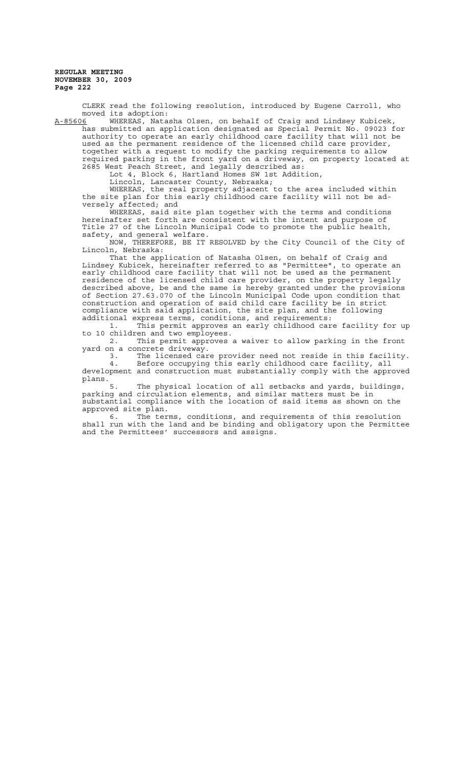CLERK read the following resolution, introduced by Eugene Carroll, who moved its adoption:

A-85606 WHEREAS, Natasha Olsen, on behalf of Craig and Lindsey Kubicek, has submitted an application designated as Special Permit No. 09023 for authority to operate an early childhood care facility that will not be used as the permanent residence of the licensed child care provider, together with a request to modify the parking requirements to allow required parking in the front yard on a driveway, on property located at 2685 West Peach Street, and legally described as:

Lot 4, Block 6, Hartland Homes SW 1st Addition,
Lincoln, Lancaster County, Nebraska;

WHEREAS, the real property adjacent to the area included within the site plan for this early childhood care facility will not be adversely affected; and

WHEREAS, said site plan together with the terms and conditions hereinafter set forth are consistent with the intent and purpose of Title 27 of the Lincoln Municipal Code to promote the public health, safety, and general welfare.

NOW, THEREFORE, BE IT RESOLVED by the City Council of the City of Lincoln, Nebraska:

That the application of Natasha Olsen, on behalf of Craig and Lindsey Kubicek, hereinafter referred to as "Permittee", to operate an early childhood care facility that will not be used as the permanent residence of the licensed child care provider, on the property legally described above, be and the same is hereby granted under the provisions of Section 27.63.070 of the Lincoln Municipal Code upon condition that construction and operation of said child care facility be in strict compliance with said application, the site plan, and the following additional express terms, conditions, and requirements:

1. This permit approves an early childhood care facility for up to 10 children and two employees.
2. This permit approves a waiver to allow parking in the front yard on a concrete driveway.
3. The licensed care provider need not reside in this facility.
4. Before occupying this early childhood care facility, all development and construction must substantially comply with the approved plans.
5. The physical location of all setbacks and yards, buildings, parking and circulation elements, and similar matters must be in substantial compliance with the location of said items as shown on the approved site plan.
6. The terms, conditions, and requirements of this resolution shall run with the land and be binding and obligatory upon the Permittee and the Permittees' successors and assigns.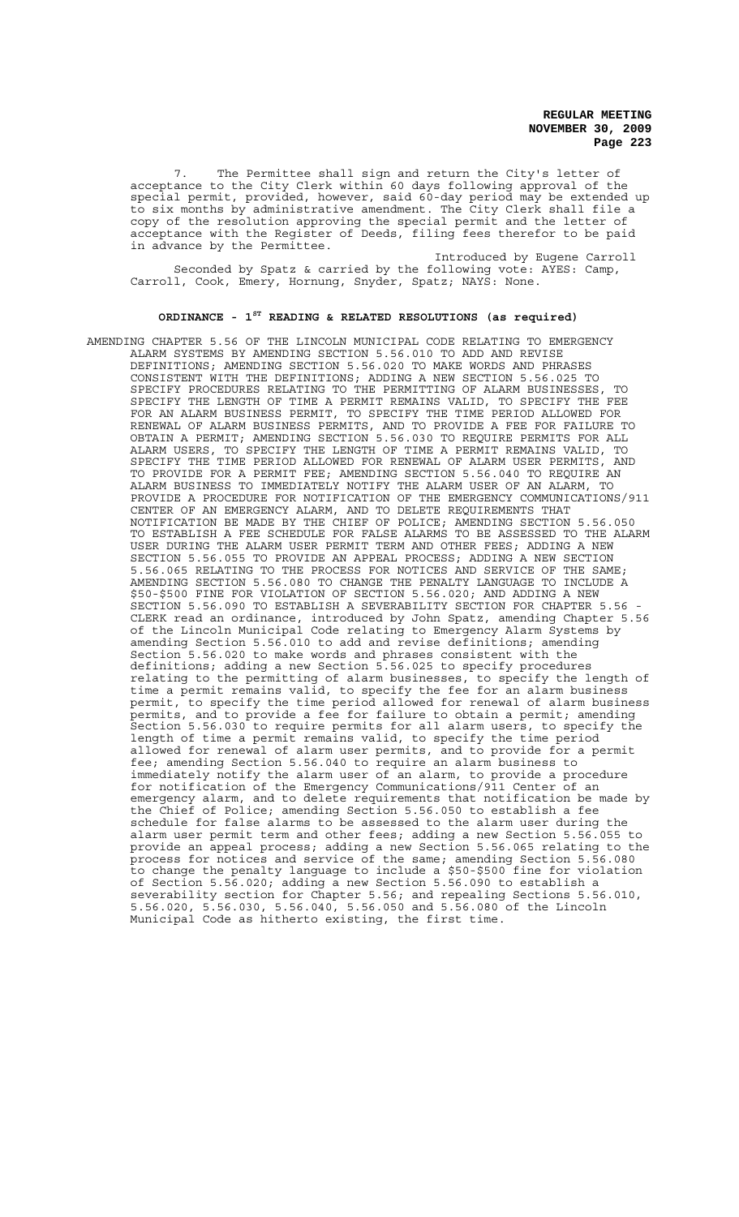7. The Permittee shall sign and return the City's letter of acceptance to the City Clerk within 60 days following approval of the special permit, provided, however, said 60-day period may be extended up to six months by administrative amendment. The City Clerk shall file a copy of the resolution approving the special permit and the letter of acceptance with the Register of Deeds, filing fees therefor to be paid in advance by the Permittee.

Introduced by Eugene Carroll

Seconded by Spatz & carried by the following vote: AYES: Camp, Carroll, Cook, Emery, Hornung, Snyder, Spatz; NAYS: None.

## ORDINANCE - 1ST READING & RELATED RESOLUTIONS (as required)

AMENDING CHAPTER 5.56 OF THE LINCOLN MUNICIPAL CODE RELATING TO EMERGENCY ALARM SYSTEMS BY AMENDING SECTION 5.56.010 TO ADD AND REVISE DEFINITIONS; AMENDING SECTION 5.56.020 TO MAKE WORDS AND PHRASES CONSISTENT WITH THE DEFINITIONS; ADDING A NEW SECTION 5.56.025 TO SPECIFY PROCEDURES RELATING TO THE PERMITTING OF ALARM BUSINESSES, TO SPECIFY THE LENGTH OF TIME A PERMIT REMAINS VALID, TO SPECIFY THE FEE FOR AN ALARM BUSINESS PERMIT, TO SPECIFY THE TIME PERIOD ALLOWED FOR RENEWAL OF ALARM BUSINESS PERMITS, AND TO PROVIDE A FEE FOR FAILURE TO OBTAIN A PERMIT; AMENDING SECTION 5.56.030 TO REQUIRE PERMITS FOR ALL ALARM USERS, TO SPECIFY THE LENGTH OF TIME A PERMIT REMAINS VALID, TO SPECIFY THE TIME PERIOD ALLOWED FOR RENEWAL OF ALARM USER PERMITS, AND TO PROVIDE FOR A PERMIT FEE; AMENDING SECTION 5.56.040 TO REQUIRE AN ALARM BUSINESS TO IMMEDIATELY NOTIFY THE ALARM USER OF AN ALARM, TO PROVIDE A PROCEDURE FOR NOTIFICATION OF THE EMERGENCY COMMUNICATIONS/911 CENTER OF AN EMERGENCY ALARM, AND TO DELETE REQUIREMENTS THAT NOTIFICATION BE MADE BY THE CHIEF OF POLICE; AMENDING SECTION 5.56.050 TO ESTABLISH A FEE SCHEDULE FOR FALSE ALARMS TO BE ASSESSED TO THE ALARM USER DURING THE ALARM USER PERMIT TERM AND OTHER FEES; ADDING A NEW SECTION 5.56.055 TO PROVIDE AN APPEAL PROCESS; ADDING A NEW SECTION 5.56.065 RELATING TO THE PROCESS FOR NOTICES AND SERVICE OF THE SAME; AMENDING SECTION 5.56.080 TO CHANGE THE PENALTY LANGUAGE TO INCLUDE A \$50-\$500 FINE FOR VIOLATION OF SECTION 5.56.020; AND ADDING A NEW SECTION 5.56.090 TO ESTABLISH A SEVERABILITY SECTION FOR CHAPTER 5.56 - CLERK read an ordinance, introduced by John Spatz, amending Chapter 5.56 of the Lincoln Municipal Code relating to Emergency Alarm Systems by amending Section 5.56.010 to add and revise definitions; amending Section 5.56.020 to make words and phrases consistent with the definitions; adding a new Section 5.56.025 to specify procedures relating to the permitting of alarm businesses, to specify the length of time a permit remains valid, to specify the fee for an alarm business permit, to specify the time period allowed for renewal of alarm business permits, and to provide a fee for failure to obtain a permit; amending Section 5.56.030 to require permits for all alarm users, to specify the length of time a permit remains valid, to specify the time period allowed for renewal of alarm user permits, and to provide for a permit fee; amending Section 5.56.040 to require an alarm business to immediately notify the alarm user of an alarm, to provide a procedure for notification of the Emergency Communications/911 Center of an emergency alarm, and to delete requirements that notification be made by the Chief of Police; amending Section 5.56.050 to establish a fee schedule for false alarms to be assessed to the alarm user during the alarm user permit term and other fees; adding a new Section 5.56.055 to provide an appeal process; adding a new Section 5.56.065 relating to the process for notices and service of the same; amending Section 5.56.080 to change the penalty language to include a \$50-\$500 fine for violation of Section 5.56.020; adding a new Section 5.56.090 to establish a severability section for Chapter 5.56; and repealing Sections 5.56.010, 5.56.020, 5.56.030, 5.56.040, 5.56.050 and 5.56.080 of the Lincoln Municipal Code as hitherto existing, the first time.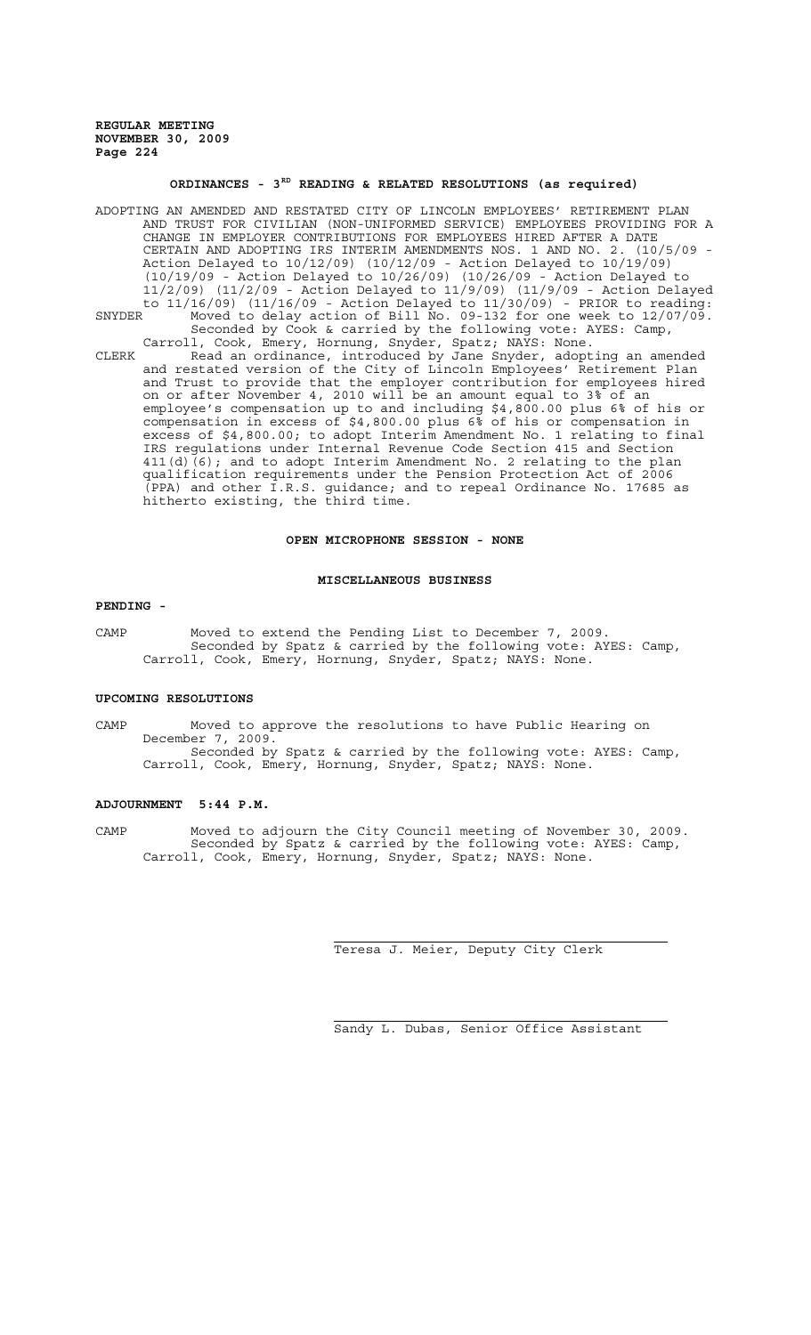## ORDINANCES - 3RD READING & RELATED RESOLUTIONS (as required)

ADOPTING AN AMENDED AND RESTATED CITY OF LINCOLN EMPLOYEES' RETIREMENT PLAN AND TRUST FOR CIVILIAN (NON-UNIFORMED SERVICE) EMPLOYEES PROVIDING FOR A CHANGE IN EMPLOYER CONTRIBUTIONS FOR EMPLOYEES HIRED AFTER A DATE CERTAIN AND ADOPTING IRS INTERIM AMENDMENTS NOS. 1 AND NO. 2. (10/5/09 - Action Delayed to 10/12/09) (10/12/09 - Action Delayed to 10/19/09) (10/19/09 - Action Delayed to 10/26/09) (10/26/09 - Action Delayed to 11/2/09) (11/2/09 - Action Delayed to 11/9/09) (11/9/09 - Action Delayed to 11/16/09) (11/16/09 - Action Delayed to 11/30/09) - PRIOR to reading:

SNYDER Moved to delay action of Bill No. 09-132 for one week to 12/07/09. Seconded by Cook & carried by the following vote: AYES: Camp, Carroll, Cook, Emery, Hornung, Snyder, Spatz; NAYS: None.

CLERK Read an ordinance, introduced by Jane Snyder, adopting an amended and restated version of the City of Lincoln Employees' Retirement Plan and Trust to provide that the employer contribution for employees hired on or after November 4, 2010 will be an amount equal to 3% of an employee's compensation up to and including $4,800.00 plus 6% of his or compensation in excess of $4,800.00 plus 6% of his or compensation in excess of $4,800.00; to adopt Interim Amendment No. 1 relating to final IRS regulations under Internal Revenue Code Section 415 and Section 411(d)(6); and to adopt Interim Amendment No. 2 relating to the plan qualification requirements under the Pension Protection Act of 2006 (PPA) and other I.R.S. guidance; and to repeal Ordinance No. 17685 as hitherto existing, the third time.

## OPEN MICROPHONE SESSION - NONE

## MISCELLANEOUS BUSINESS

### PENDING -

CAMP Moved to extend the Pending List to December 7, 2009. Seconded by Spatz & carried by the following vote: AYES: Camp, Carroll, Cook, Emery, Hornung, Snyder, Spatz; NAYS: None.

### UPCOMING RESOLUTIONS

CAMP Moved to approve the resolutions to have Public Hearing on December 7, 2009. Seconded by Spatz & carried by the following vote: AYES: Camp, Carroll, Cook, Emery, Hornung, Snyder, Spatz; NAYS: None.

### ADJOURNMENT 5:44 P.M.

CAMP Moved to adjourn the City Council meeting of November 30, 2009. Seconded by Spatz & carried by the following vote: AYES: Camp, Carroll, Cook, Emery, Hornung, Snyder, Spatz; NAYS: None.

Teresa J. Meier, Deputy City Clerk

Sandy L. Dubas, Senior Office Assistant